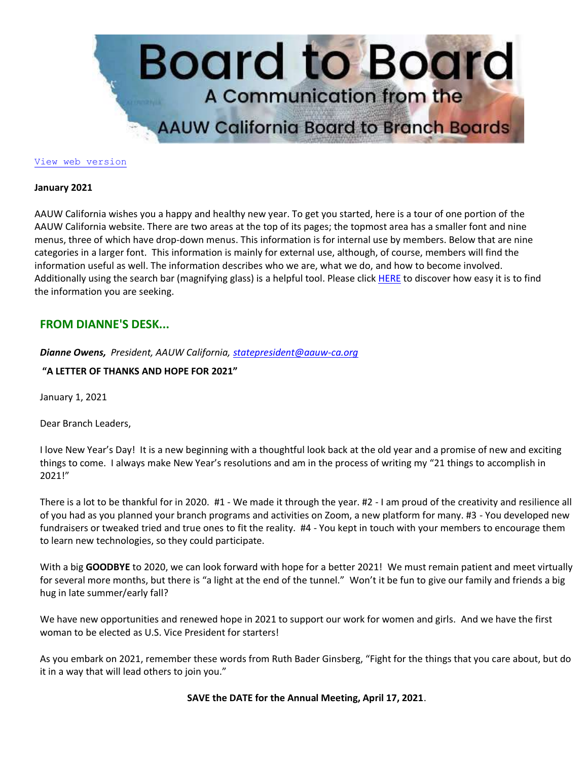# Board to Board

## A Communication from the AAUW California Board to Branch Boards

[View web version]

**January 2021**

AAUW California wishes you a happy and healthy new year. To get you started, here is a tour of one portion of the AAUW California website. There are two areas at the top of its pages; the topmost area has a smaller font and nine menus, three of which have drop-down menus. This information is for internal use by members. Below that are nine categories in a larger font. This information is mainly for external use, although, of course, members will find the information useful as well. The information describes who we are, what we do, and how to become involved. Additionally using the search bar (magnifying glass) is a helpful tool. Please click HERE to discover how easy it is to find the information you are seeking.

## FROM DIANNE'S DESK...

***Dianne Owens,*** *President, AAUW California, statepresident@aauw-ca.org*

**"A LETTER OF THANKS AND HOPE FOR 2021"**

January 1, 2021

Dear Branch Leaders,

I love New Year's Day! It is a new beginning with a thoughtful look back at the old year and a promise of new and exciting things to come. I always make New Year's resolutions and am in the process of writing my "21 things to accomplish in 2021!"

There is a lot to be thankful for in 2020. #1 - We made it through the year. #2 - I am proud of the creativity and resilience all of you had as you planned your branch programs and activities on Zoom, a new platform for many. #3 - You developed new fundraisers or tweaked tried and true ones to fit the reality. #4 - You kept in touch with your members to encourage them to learn new technologies, so they could participate.

With a big **GOODBYE** to 2020, we can look forward with hope for a better 2021! We must remain patient and meet virtually for several more months, but there is "a light at the end of the tunnel." Won't it be fun to give our family and friends a big hug in late summer/early fall?

We have new opportunities and renewed hope in 2021 to support our work for women and girls. And we have the first woman to be elected as U.S. Vice President for starters!

As you embark on 2021, remember these words from Ruth Bader Ginsberg, "Fight for the things that you care about, but do it in a way that will lead others to join you."

**SAVE the DATE for the Annual Meeting, April 17, 2021**.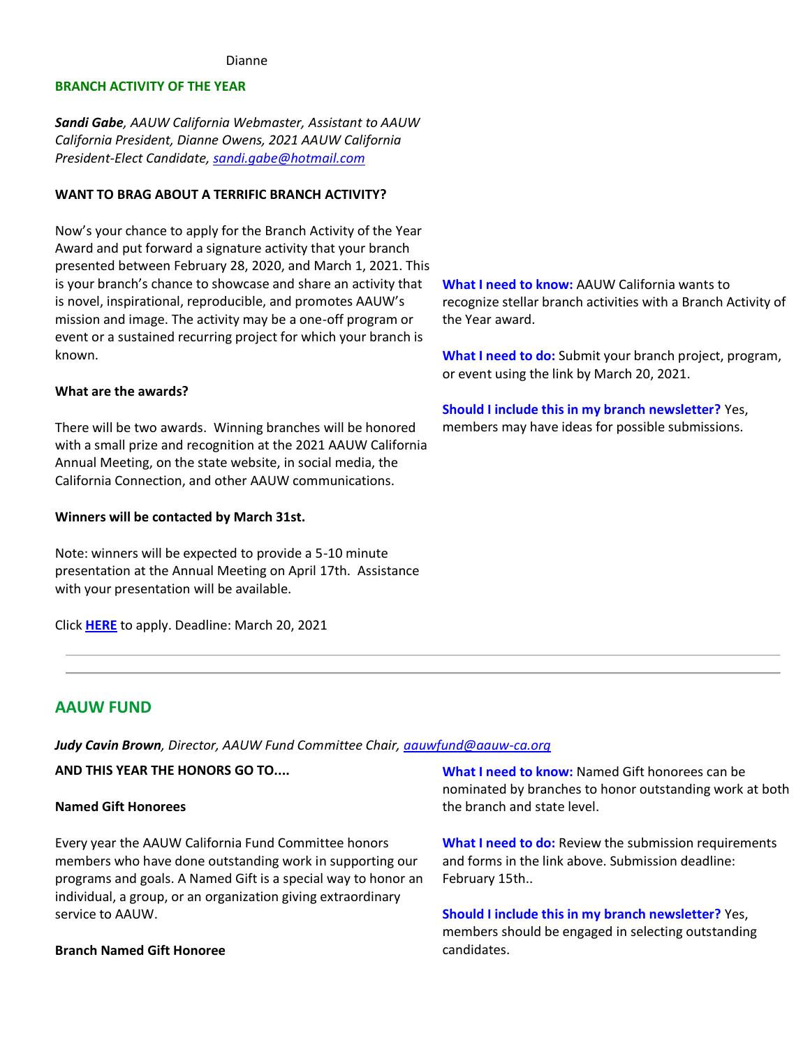Dianne

## BRANCH ACTIVITY OF THE YEAR

***Sandi Gabe**, AAUW California Webmaster, Assistant to AAUW California President, Dianne Owens, 2021 AAUW California President-Elect Candidate, sandi.gabe@hotmail.com*

**WANT TO BRAG ABOUT A TERRIFIC BRANCH ACTIVITY?**

Now's your chance to apply for the Branch Activity of the Year Award and put forward a signature activity that your branch presented between February 28, 2020, and March 1, 2021. This is your branch's chance to showcase and share an activity that is novel, inspirational, reproducible, and promotes AAUW's mission and image. The activity may be a one-off program or event or a sustained recurring project for which your branch is known.

**What are the awards?**

There will be two awards. Winning branches will be honored with a small prize and recognition at the 2021 AAUW California Annual Meeting, on the state website, in social media, the California Connection, and other AAUW communications.

**Winners will be contacted by March 31st.**

Note: winners will be expected to provide a 5-10 minute presentation at the Annual Meeting on April 17th. Assistance with your presentation will be available.

Click **HERE** to apply. Deadline: March 20, 2021

**What I need to know:** AAUW California wants to recognize stellar branch activities with a Branch Activity of the Year award.

**What I need to do:** Submit your branch project, program, or event using the link by March 20, 2021.

**Should I include this in my branch newsletter?** Yes, members may have ideas for possible submissions.

---

## AAUW FUND

***Judy Cavin Brown**, Director, AAUW Fund Committee Chair, aauwfund@aauw-ca.org*

**AND THIS YEAR THE HONORS GO TO....**

**Named Gift Honorees**

Every year the AAUW California Fund Committee honors members who have done outstanding work in supporting our programs and goals. A Named Gift is a special way to honor an individual, a group, or an organization giving extraordinary service to AAUW.

**Branch Named Gift Honoree**

**What I need to know:** Named Gift honorees can be nominated by branches to honor outstanding work at both the branch and state level.

**What I need to do:** Review the submission requirements and forms in the link above. Submission deadline: February 15th..

**Should I include this in my branch newsletter?** Yes, members should be engaged in selecting outstanding candidates.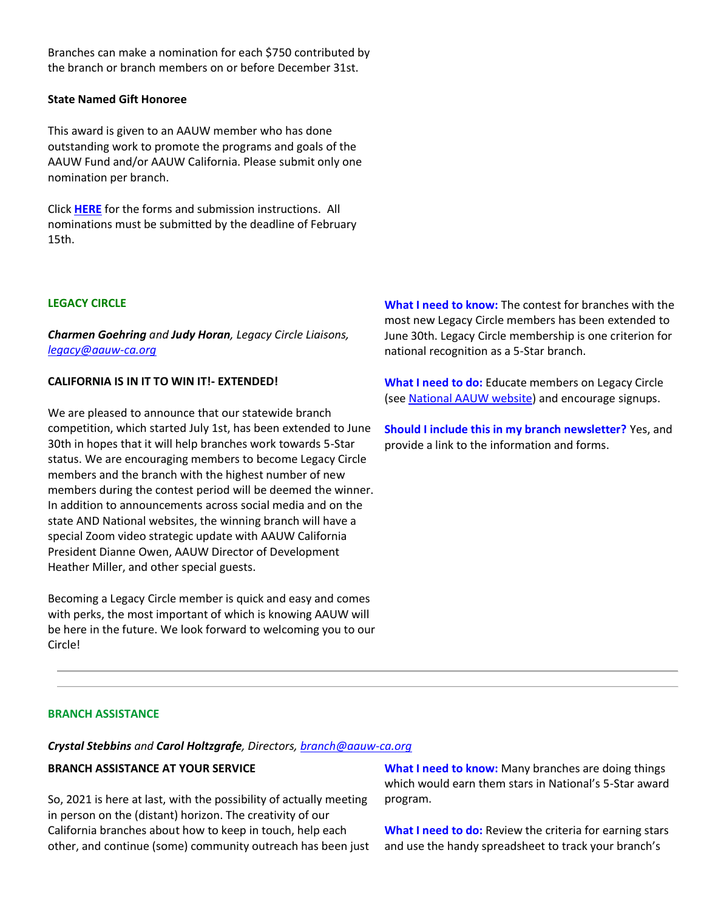Branches can make a nomination for each $750 contributed by the branch or branch members on or before December 31st.

**State Named Gift Honoree**

This award is given to an AAUW member who has done outstanding work to promote the programs and goals of the AAUW Fund and/or AAUW California. Please submit only one nomination per branch.

Click **HERE** for the forms and submission instructions. All nominations must be submitted by the deadline of February 15th.

## LEGACY CIRCLE

***Charmen Goehring*** *and* ***Judy Horan****, Legacy Circle Liaisons,* *legacy@aauw-ca.org*

**CALIFORNIA IS IN IT TO WIN IT!- EXTENDED!**

We are pleased to announce that our statewide branch competition, which started July 1st, has been extended to June 30th in hopes that it will help branches work towards 5-Star status. We are encouraging members to become Legacy Circle members and the branch with the highest number of new members during the contest period will be deemed the winner. In addition to announcements across social media and on the state AND National websites, the winning branch will have a special Zoom video strategic update with AAUW California President Dianne Owen, AAUW Director of Development Heather Miller, and other special guests.

Becoming a Legacy Circle member is quick and easy and comes with perks, the most important of which is knowing AAUW will be here in the future. We look forward to welcoming you to our Circle!

**What I need to know:** The contest for branches with the most new Legacy Circle members has been extended to June 30th. Legacy Circle membership is one criterion for national recognition as a 5-Star branch.

**What I need to do:** Educate members on Legacy Circle (see National AAUW website) and encourage signups.

**Should I include this in my branch newsletter?** Yes, and provide a link to the information and forms.

---

## BRANCH ASSISTANCE

***Crystal Stebbins*** *and* ***Carol Holtzgrafe****, Directors,* *branch@aauw-ca.org*

**BRANCH ASSISTANCE AT YOUR SERVICE**

So, 2021 is here at last, with the possibility of actually meeting in person on the (distant) horizon. The creativity of our California branches about how to keep in touch, help each other, and continue (some) community outreach has been just

**What I need to know:** Many branches are doing things which would earn them stars in National's 5-Star award program.

**What I need to do:** Review the criteria for earning stars and use the handy spreadsheet to track your branch's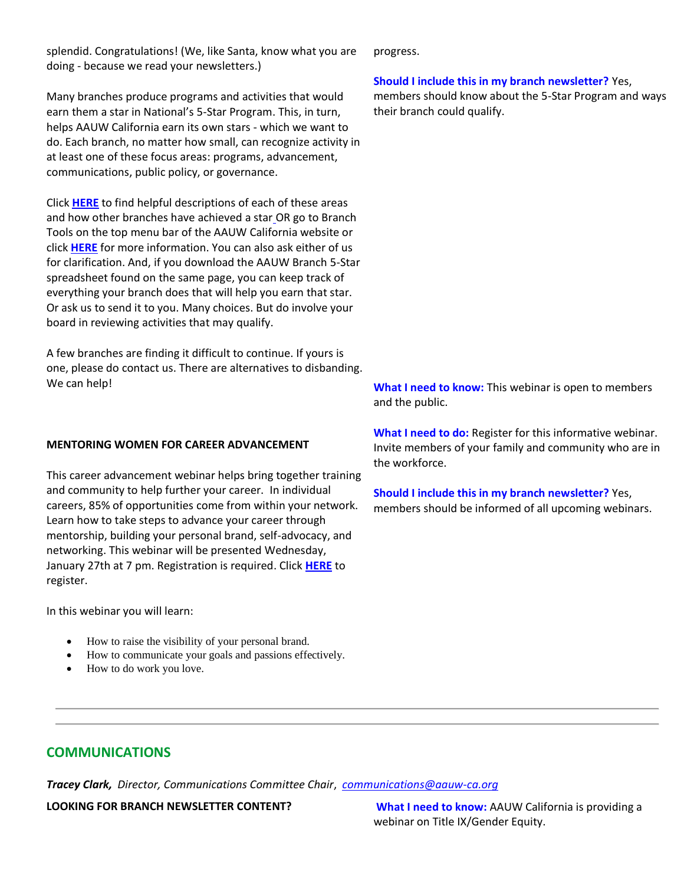splendid. Congratulations! (We, like Santa, know what you are doing - because we read your newsletters.)

Many branches produce programs and activities that would earn them a star in National's 5-Star Program. This, in turn, helps AAUW California earn its own stars - which we want to do. Each branch, no matter how small, can recognize activity in at least one of these focus areas: programs, advancement, communications, public policy, or governance.

Click **HERE** to find helpful descriptions of each of these areas and how other branches have achieved a star OR go to Branch Tools on the top menu bar of the AAUW California website or click **HERE** for more information. You can also ask either of us for clarification. And, if you download the AAUW Branch 5-Star spreadsheet found on the same page, you can keep track of everything your branch does that will help you earn that star. Or ask us to send it to you. Many choices. But do involve your board in reviewing activities that may qualify.

A few branches are finding it difficult to continue. If yours is one, please do contact us. There are alternatives to disbanding. We can help!

progress.

**Should I include this in my branch newsletter?** Yes, members should know about the 5-Star Program and ways their branch could qualify.

**MENTORING WOMEN FOR CAREER ADVANCEMENT**

This career advancement webinar helps bring together training and community to help further your career. In individual careers, 85% of opportunities come from within your network. Learn how to take steps to advance your career through mentorship, building your personal brand, self-advocacy, and networking. This webinar will be presented Wednesday, January 27th at 7 pm. Registration is required. Click **HERE** to register.

In this webinar you will learn:

- How to raise the visibility of your personal brand.
- How to communicate your goals and passions effectively.
- How to do work you love.

**What I need to know:** This webinar is open to members and the public.

**What I need to do:** Register for this informative webinar. Invite members of your family and community who are in the workforce.

**Should I include this in my branch newsletter?** Yes, members should be informed of all upcoming webinars.

---

## COMMUNICATIONS

***Tracey Clark,*** *Director, Communications Committee Chair*, *communications@aauw-ca.org*

**LOOKING FOR BRANCH NEWSLETTER CONTENT?**

**What I need to know:** AAUW California is providing a webinar on Title IX/Gender Equity.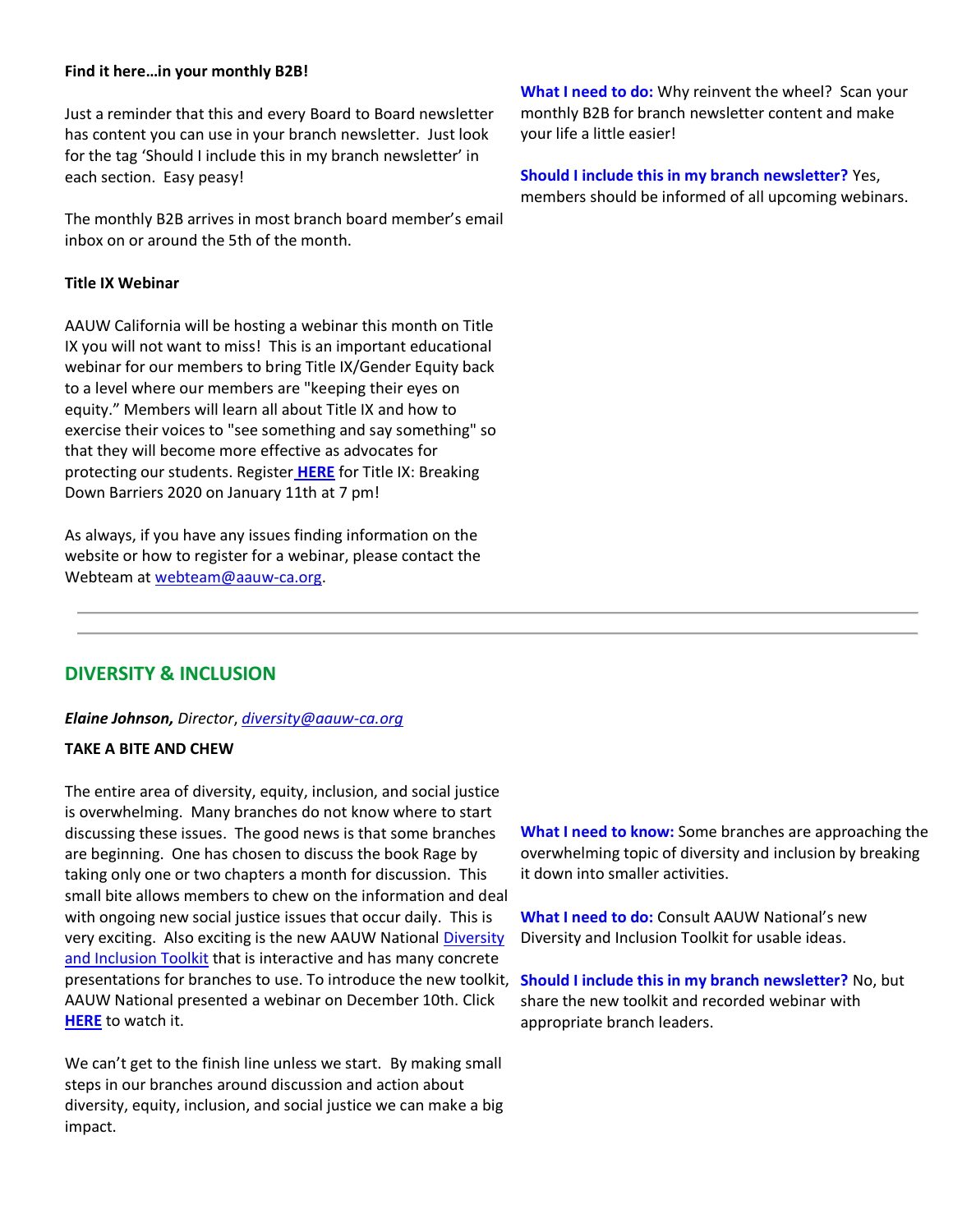**Find it here…in your monthly B2B!**

Just a reminder that this and every Board to Board newsletter has content you can use in your branch newsletter. Just look for the tag 'Should I include this in my branch newsletter' in each section. Easy peasy!

The monthly B2B arrives in most branch board member's email inbox on or around the 5th of the month.

**What I need to do:** Why reinvent the wheel? Scan your monthly B2B for branch newsletter content and make your life a little easier!

**Title IX Webinar**

AAUW California will be hosting a webinar this month on Title IX you will not want to miss! This is an important educational webinar for our members to bring Title IX/Gender Equity back to a level where our members are "keeping their eyes on equity." Members will learn all about Title IX and how to exercise their voices to "see something and say something" so that they will become more effective as advocates for protecting our students. Register **HERE** for Title IX: Breaking Down Barriers 2020 on January 11th at 7 pm!

As always, if you have any issues finding information on the website or how to register for a webinar, please contact the Webteam at webteam@aauw-ca.org.

**Should I include this in my branch newsletter?** Yes, members should be informed of all upcoming webinars.

---

## DIVERSITY & INCLUSION

***Elaine Johnson,*** *Director, diversity@aauw-ca.org*

**TAKE A BITE AND CHEW**

The entire area of diversity, equity, inclusion, and social justice is overwhelming. Many branches do not know where to start discussing these issues. The good news is that some branches are beginning. One has chosen to discuss the book Rage by taking only one or two chapters a month for discussion. This small bite allows members to chew on the information and deal with ongoing new social justice issues that occur daily. This is very exciting. Also exciting is the new AAUW National Diversity and Inclusion Toolkit that is interactive and has many concrete presentations for branches to use. To introduce the new toolkit, AAUW National presented a webinar on December 10th. Click **HERE** to watch it.

We can't get to the finish line unless we start. By making small steps in our branches around discussion and action about diversity, equity, inclusion, and social justice we can make a big impact.

**What I need to know:** Some branches are approaching the overwhelming topic of diversity and inclusion by breaking it down into smaller activities.

**What I need to do:** Consult AAUW National's new Diversity and Inclusion Toolkit for usable ideas.

**Should I include this in my branch newsletter?** No, but share the new toolkit and recorded webinar with appropriate branch leaders.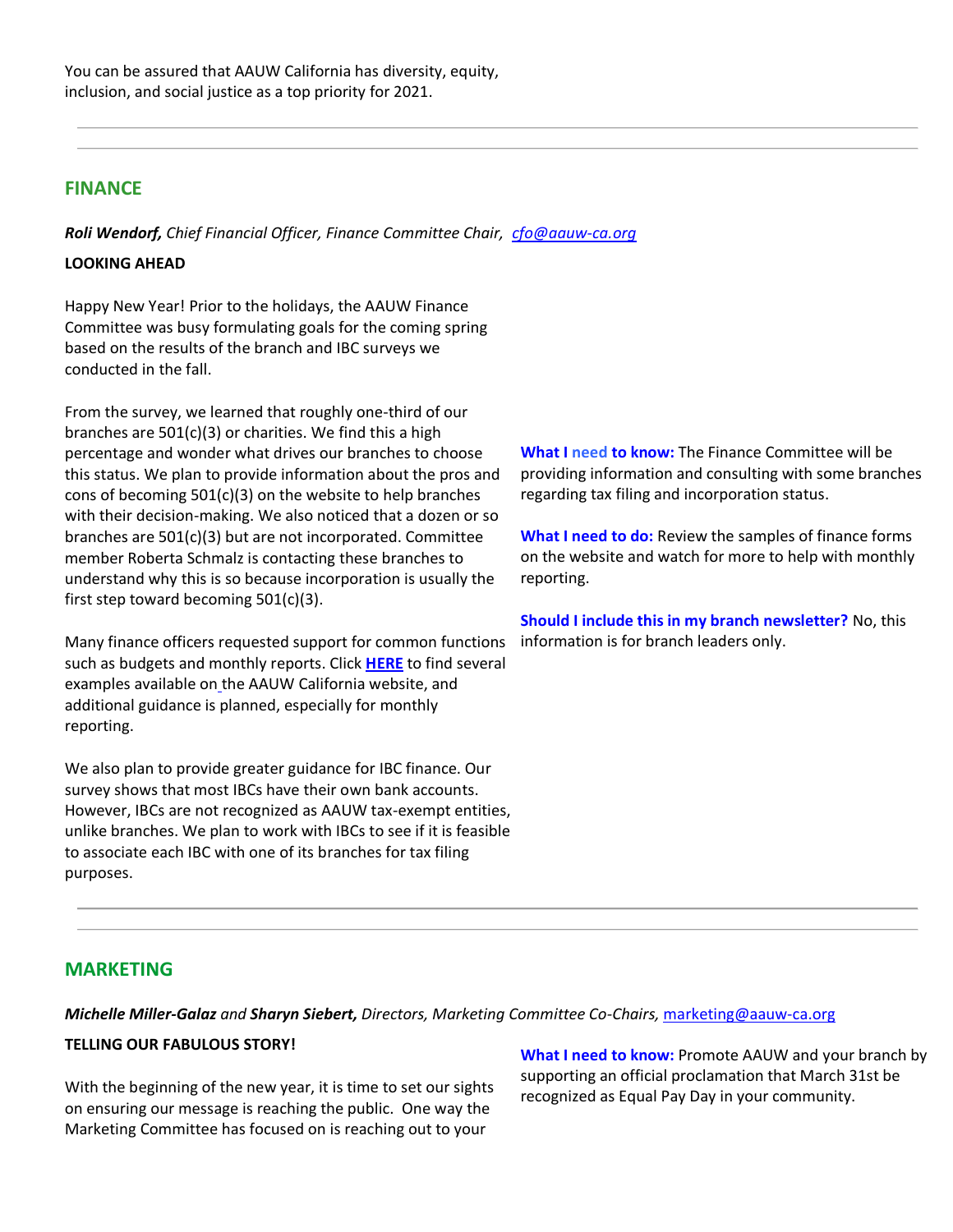You can be assured that AAUW California has diversity, equity, inclusion, and social justice as a top priority for 2021.

---

## FINANCE

***Roli Wendorf,*** *Chief Financial Officer, Finance Committee Chair,* *cfo@aauw-ca.org*

**LOOKING AHEAD**

Happy New Year! Prior to the holidays, the AAUW Finance Committee was busy formulating goals for the coming spring based on the results of the branch and IBC surveys we conducted in the fall.

From the survey, we learned that roughly one-third of our branches are 501(c)(3) or charities. We find this a high percentage and wonder what drives our branches to choose this status. We plan to provide information about the pros and cons of becoming 501(c)(3) on the website to help branches with their decision-making. We also noticed that a dozen or so branches are 501(c)(3) but are not incorporated. Committee member Roberta Schmalz is contacting these branches to understand why this is so because incorporation is usually the first step toward becoming 501(c)(3).

Many finance officers requested support for common functions such as budgets and monthly reports. Click **HERE** to find several examples available on the AAUW California website, and additional guidance is planned, especially for monthly reporting.

We also plan to provide greater guidance for IBC finance. Our survey shows that most IBCs have their own bank accounts. However, IBCs are not recognized as AAUW tax-exempt entities, unlike branches. We plan to work with IBCs to see if it is feasible to associate each IBC with one of its branches for tax filing purposes.

**What I need to know:** The Finance Committee will be providing information and consulting with some branches regarding tax filing and incorporation status.

**What I need to do:** Review the samples of finance forms on the website and watch for more to help with monthly reporting.

**Should I include this in my branch newsletter?** No, this information is for branch leaders only.

---

## MARKETING

***Michelle Miller-Galaz*** *and* ***Sharyn Siebert,*** *Directors, Marketing Committee Co-Chairs,* marketing@aauw-ca.org

**TELLING OUR FABULOUS STORY!**

With the beginning of the new year, it is time to set our sights on ensuring our message is reaching the public. One way the Marketing Committee has focused on is reaching out to your

**What I need to know:** Promote AAUW and your branch by supporting an official proclamation that March 31st be recognized as Equal Pay Day in your community.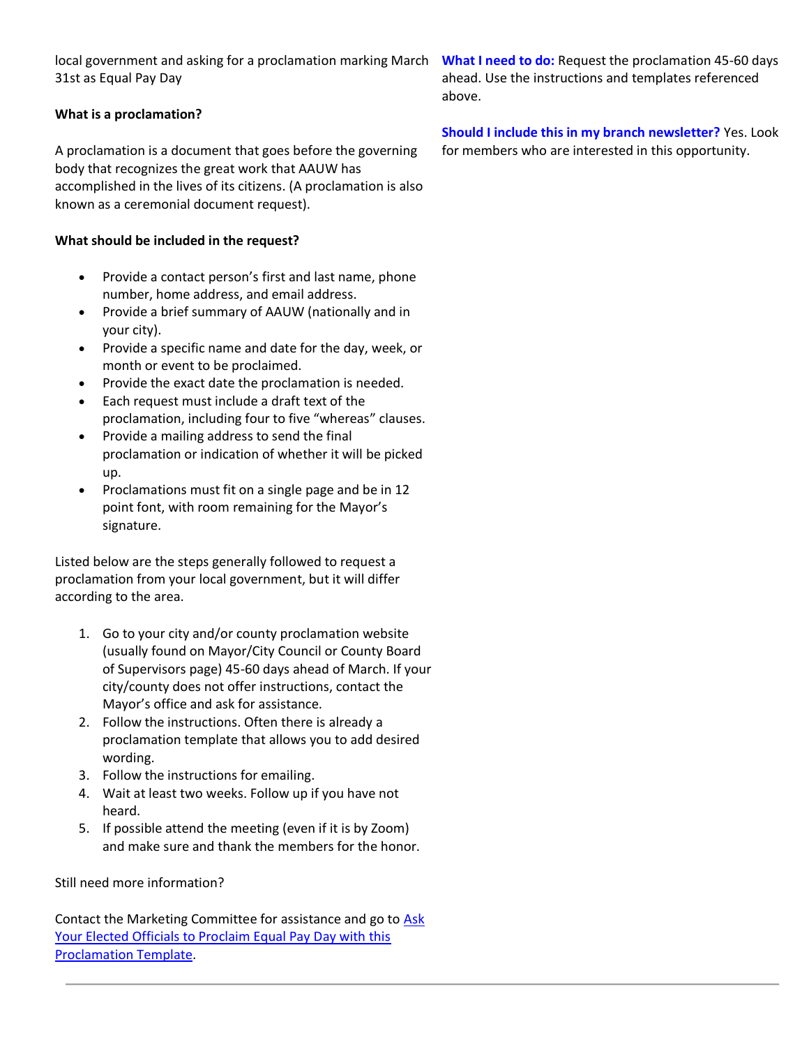local government and asking for a proclamation marking March 31st as Equal Pay Day

**What is a proclamation?**

A proclamation is a document that goes before the governing body that recognizes the great work that AAUW has accomplished in the lives of its citizens. (A proclamation is also known as a ceremonial document request).

**What should be included in the request?**

- Provide a contact person's first and last name, phone number, home address, and email address.
- Provide a brief summary of AAUW (nationally and in your city).
- Provide a specific name and date for the day, week, or month or event to be proclaimed.
- Provide the exact date the proclamation is needed.
- Each request must include a draft text of the proclamation, including four to five "whereas" clauses.
- Provide a mailing address to send the final proclamation or indication of whether it will be picked up.
- Proclamations must fit on a single page and be in 12 point font, with room remaining for the Mayor's signature.

Listed below are the steps generally followed to request a proclamation from your local government, but it will differ according to the area.

1. Go to your city and/or county proclamation website (usually found on Mayor/City Council or County Board of Supervisors page) 45-60 days ahead of March. If your city/county does not offer instructions, contact the Mayor's office and ask for assistance.
2. Follow the instructions. Often there is already a proclamation template that allows you to add desired wording.
3. Follow the instructions for emailing.
4. Wait at least two weeks. Follow up if you have not heard.
5. If possible attend the meeting (even if it is by Zoom) and make sure and thank the members for the honor.

Still need more information?

Contact the Marketing Committee for assistance and go to [Ask Your Elected Officials to Proclaim Equal Pay Day with this Proclamation Template](#).

**What I need to do:** Request the proclamation 45-60 days ahead. Use the instructions and templates referenced above.

**Should I include this in my branch newsletter?** Yes. Look for members who are interested in this opportunity.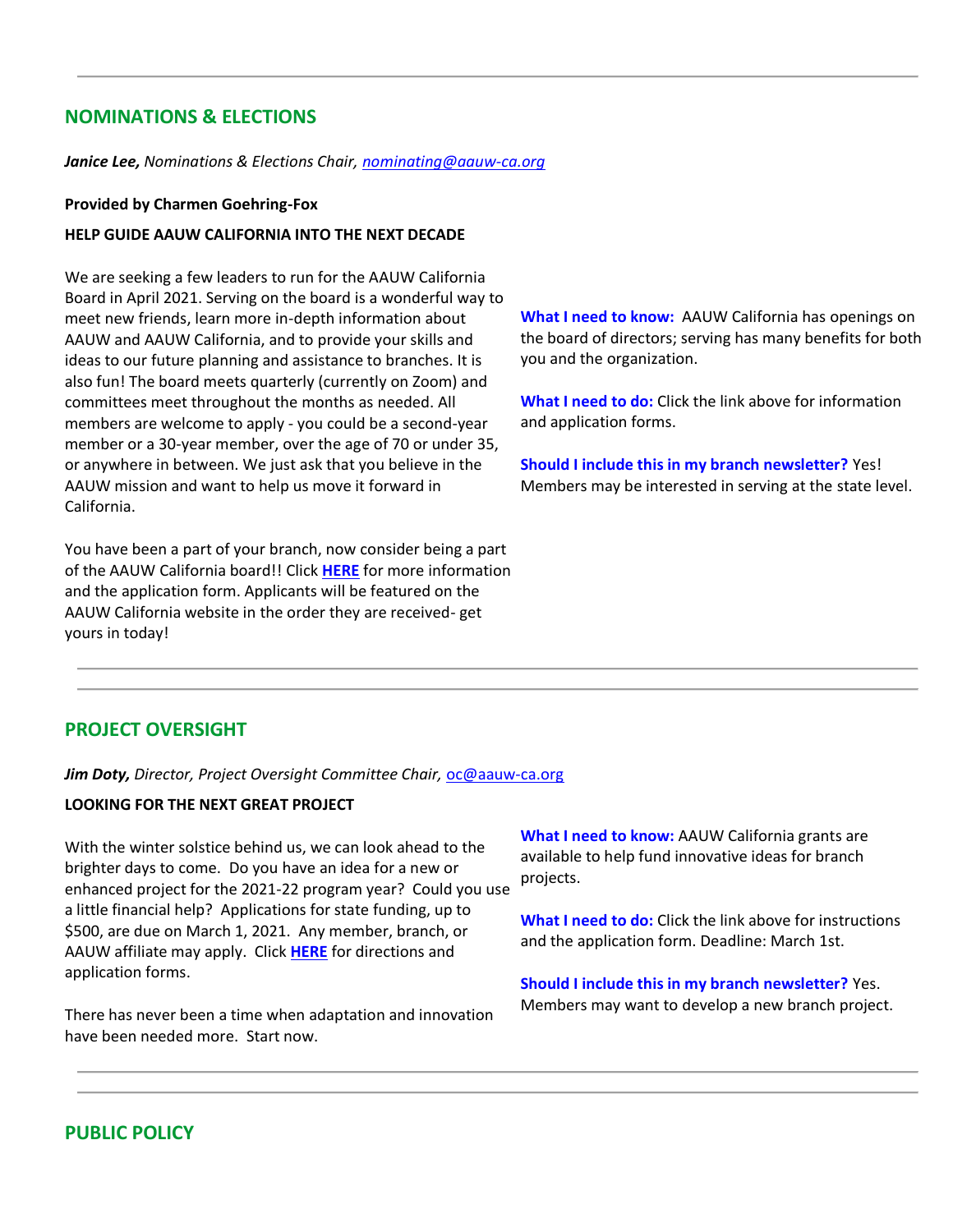---

## NOMINATIONS & ELECTIONS

***Janice Lee,*** *Nominations & Elections Chair, nominating@aauw-ca.org*

**Provided by Charmen Goehring-Fox**

**HELP GUIDE AAUW CALIFORNIA INTO THE NEXT DECADE**

We are seeking a few leaders to run for the AAUW California Board in April 2021. Serving on the board is a wonderful way to meet new friends, learn more in-depth information about AAUW and AAUW California, and to provide your skills and ideas to our future planning and assistance to branches. It is also fun! The board meets quarterly (currently on Zoom) and committees meet throughout the months as needed. All members are welcome to apply - you could be a second-year member or a 30-year member, over the age of 70 or under 35, or anywhere in between. We just ask that you believe in the AAUW mission and want to help us move it forward in California.

You have been a part of your branch, now consider being a part of the AAUW California board!! Click **HERE** for more information and the application form. Applicants will be featured on the AAUW California website in the order they are received- get yours in today!

**What I need to know:** AAUW California has openings on the board of directors; serving has many benefits for both you and the organization.

**What I need to do:** Click the link above for information and application forms.

**Should I include this in my branch newsletter?** Yes! Members may be interested in serving at the state level.

---

## PROJECT OVERSIGHT

***Jim Doty,*** *Director, Project Oversight Committee Chair,* oc@aauw-ca.org

**LOOKING FOR THE NEXT GREAT PROJECT**

With the winter solstice behind us, we can look ahead to the brighter days to come. Do you have an idea for a new or enhanced project for the 2021-22 program year? Could you use a little financial help? Applications for state funding, up to $500, are due on March 1, 2021. Any member, branch, or AAUW affiliate may apply. Click **HERE** for directions and application forms.

There has never been a time when adaptation and innovation have been needed more. Start now.

**What I need to know:** AAUW California grants are available to help fund innovative ideas for branch projects.

**What I need to do:** Click the link above for instructions and the application form. Deadline: March 1st.

**Should I include this in my branch newsletter?** Yes. Members may want to develop a new branch project.

---

## PUBLIC POLICY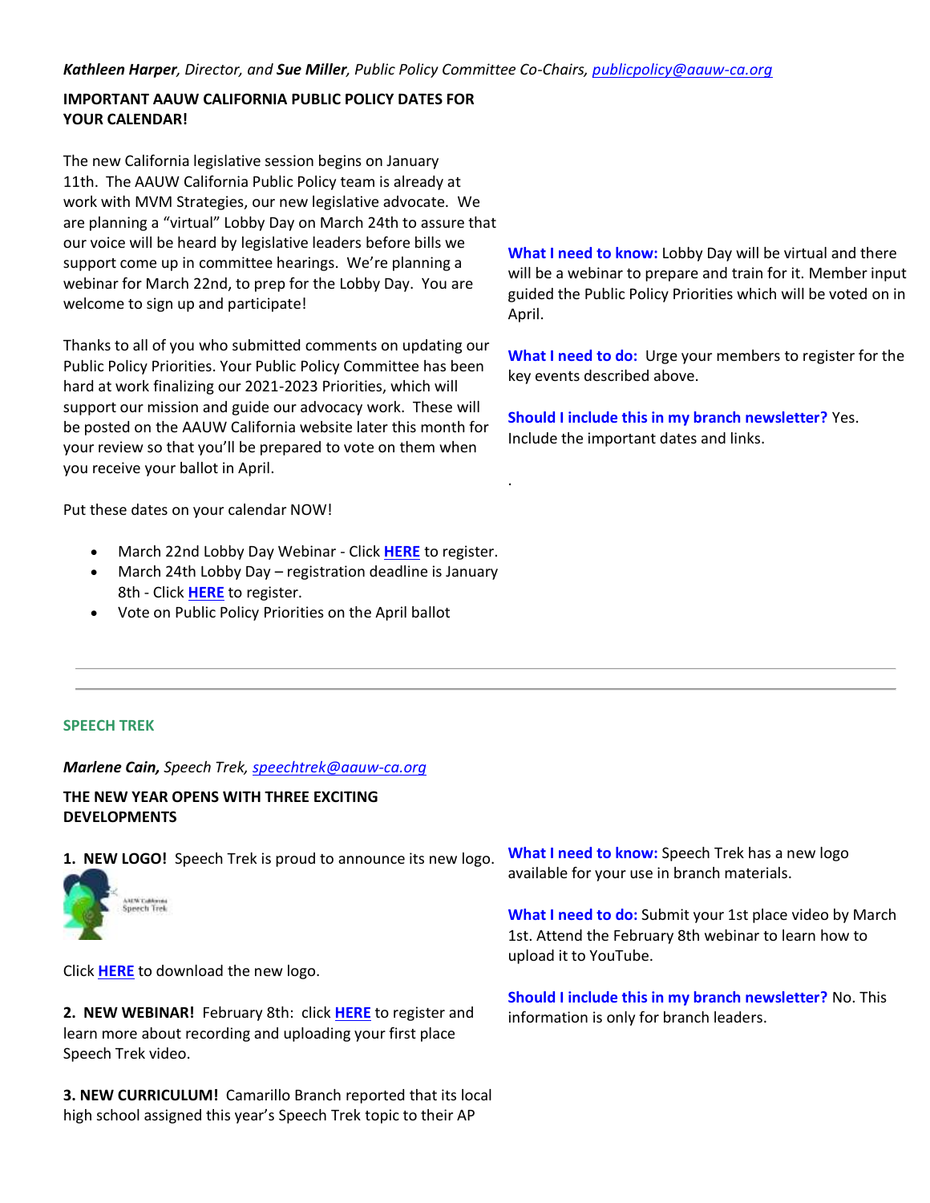***Kathleen Harper**, Director, and **Sue Miller**, Public Policy Committee Co-Chairs, publicpolicy@aauw-ca.org*

**IMPORTANT AAUW CALIFORNIA PUBLIC POLICY DATES FOR YOUR CALENDAR!**

The new California legislative session begins on January 11th. The AAUW California Public Policy team is already at work with MVM Strategies, our new legislative advocate. We are planning a "virtual" Lobby Day on March 24th to assure that our voice will be heard by legislative leaders before bills we support come up in committee hearings. We're planning a webinar for March 22nd, to prep for the Lobby Day. You are welcome to sign up and participate!

Thanks to all of you who submitted comments on updating our Public Policy Priorities. Your Public Policy Committee has been hard at work finalizing our 2021-2023 Priorities, which will support our mission and guide our advocacy work. These will be posted on the AAUW California website later this month for your review so that you'll be prepared to vote on them when you receive your ballot in April.

Put these dates on your calendar NOW!

- March 22nd Lobby Day Webinar - Click **HERE** to register.
- March 24th Lobby Day – registration deadline is January 8th - Click **HERE** to register.
- Vote on Public Policy Priorities on the April ballot

**What I need to know:** Lobby Day will be virtual and there will be a webinar to prepare and train for it. Member input guided the Public Policy Priorities which will be voted on in April.

**What I need to do:** Urge your members to register for the key events described above.

**Should I include this in my branch newsletter?** Yes. Include the important dates and links.

.

---

## SPEECH TREK

***Marlene Cain**, Speech Trek, speechtrek@aauw-ca.org*

**THE NEW YEAR OPENS WITH THREE EXCITING DEVELOPMENTS**

**1. NEW LOGO!** Speech Trek is proud to announce its new logo.

AAUW California Speech Trek

Click **HERE** to download the new logo.

**2. NEW WEBINAR!** February 8th: click **HERE** to register and learn more about recording and uploading your first place Speech Trek video.

**3. NEW CURRICULUM!** Camarillo Branch reported that its local high school assigned this year's Speech Trek topic to their AP

**What I need to know:** Speech Trek has a new logo available for your use in branch materials.

**What I need to do:** Submit your 1st place video by March 1st. Attend the February 8th webinar to learn how to upload it to YouTube.

**Should I include this in my branch newsletter?** No. This information is only for branch leaders.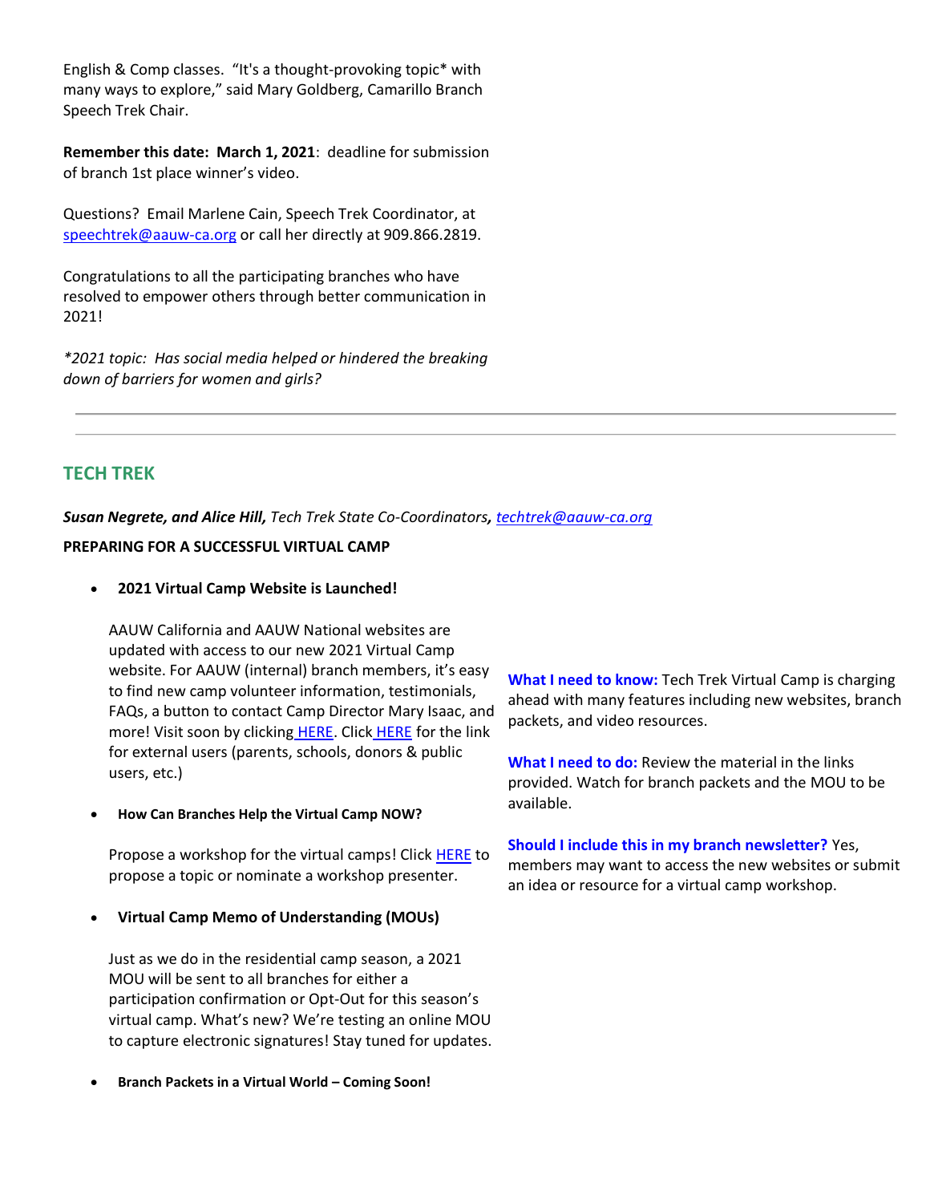English & Comp classes. "It's a thought-provoking topic* with many ways to explore," said Mary Goldberg, Camarillo Branch Speech Trek Chair.

**Remember this date: March 1, 2021**: deadline for submission of branch 1st place winner's video.

Questions? Email Marlene Cain, Speech Trek Coordinator, at speechtrek@aauw-ca.org or call her directly at 909.866.2819.

Congratulations to all the participating branches who have resolved to empower others through better communication in 2021!

*\*2021 topic: Has social media helped or hindered the breaking down of barriers for women and girls?*

---

## TECH TREK

***Susan Negrete, and Alice Hill,*** *Tech Trek State Co-Coordinators*, techtrek@aauw-ca.org

**PREPARING FOR A SUCCESSFUL VIRTUAL CAMP**

- **2021 Virtual Camp Website is Launched!**

  AAUW California and AAUW National websites are updated with access to our new 2021 Virtual Camp website. For AAUW (internal) branch members, it's easy to find new camp volunteer information, testimonials, FAQs, a button to contact Camp Director Mary Isaac, and more! Visit soon by clicking HERE. Click HERE for the link for external users (parents, schools, donors & public users, etc.)

- **How Can Branches Help the Virtual Camp NOW?**

  Propose a workshop for the virtual camps! Click HERE to propose a topic or nominate a workshop presenter.

- **Virtual Camp Memo of Understanding (MOUs)**

  Just as we do in the residential camp season, a 2021 MOU will be sent to all branches for either a participation confirmation or Opt-Out for this season's virtual camp. What's new? We're testing an online MOU to capture electronic signatures! Stay tuned for updates.

- **Branch Packets in a Virtual World – Coming Soon!**

**What I need to know:** Tech Trek Virtual Camp is charging ahead with many features including new websites, branch packets, and video resources.

**What I need to do:** Review the material in the links provided. Watch for branch packets and the MOU to be available.

**Should I include this in my branch newsletter?** Yes, members may want to access the new websites or submit an idea or resource for a virtual camp workshop.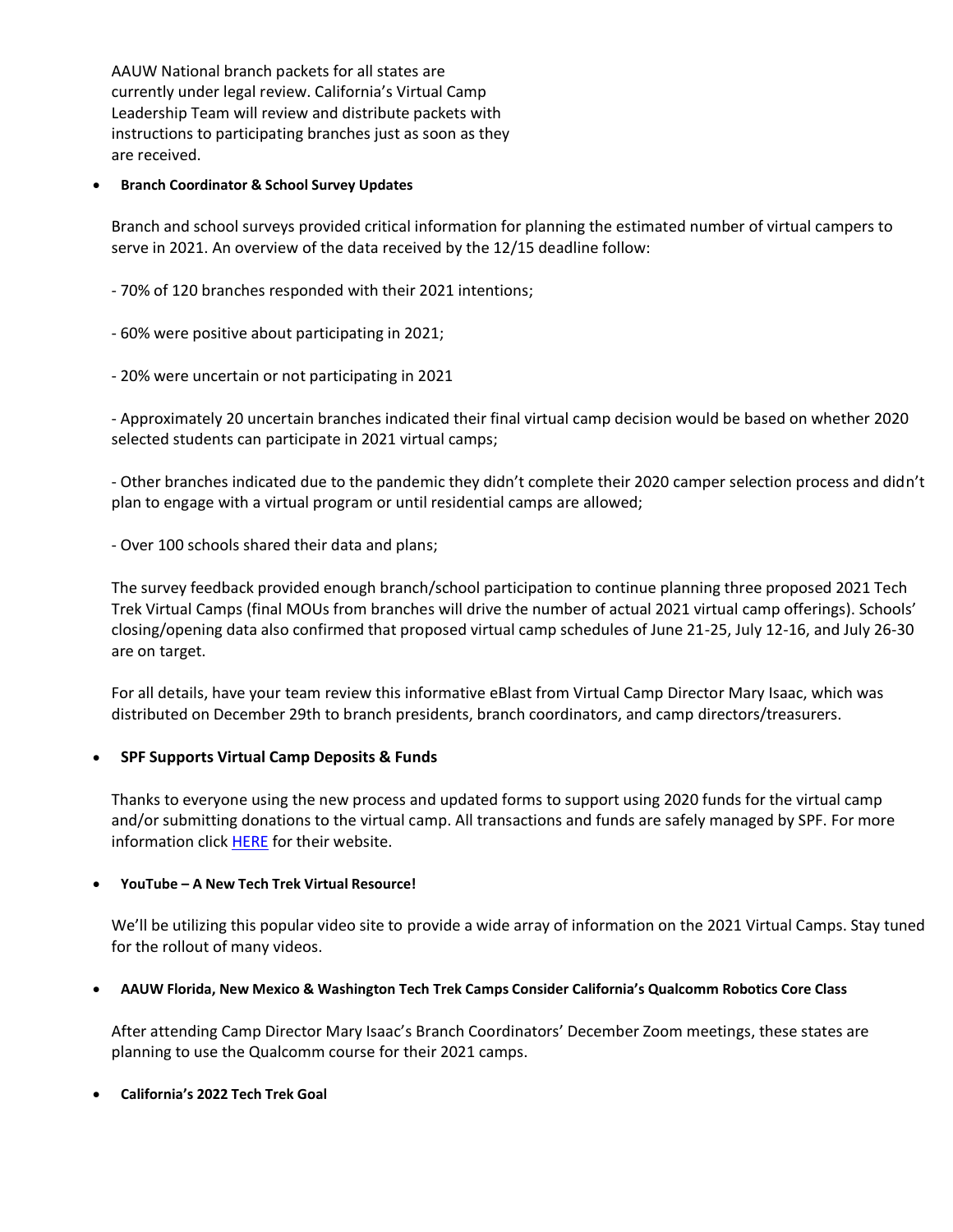AAUW National branch packets for all states are currently under legal review. California's Virtual Camp Leadership Team will review and distribute packets with instructions to participating branches just as soon as they are received.

- **Branch Coordinator & School Survey Updates**

  Branch and school surveys provided critical information for planning the estimated number of virtual campers to serve in 2021. An overview of the data received by the 12/15 deadline follow:

  - 70% of 120 branches responded with their 2021 intentions;

  - 60% were positive about participating in 2021;

  - 20% were uncertain or not participating in 2021

  - Approximately 20 uncertain branches indicated their final virtual camp decision would be based on whether 2020 selected students can participate in 2021 virtual camps;

  - Other branches indicated due to the pandemic they didn't complete their 2020 camper selection process and didn't plan to engage with a virtual program or until residential camps are allowed;

  - Over 100 schools shared their data and plans;

  The survey feedback provided enough branch/school participation to continue planning three proposed 2021 Tech Trek Virtual Camps (final MOUs from branches will drive the number of actual 2021 virtual camp offerings). Schools' closing/opening data also confirmed that proposed virtual camp schedules of June 21-25, July 12-16, and July 26-30 are on target.

  For all details, have your team review this informative eBlast from Virtual Camp Director Mary Isaac, which was distributed on December 29th to branch presidents, branch coordinators, and camp directors/treasurers.

- **SPF Supports Virtual Camp Deposits & Funds**

  Thanks to everyone using the new process and updated forms to support using 2020 funds for the virtual camp and/or submitting donations to the virtual camp. All transactions and funds are safely managed by SPF. For more information click HERE for their website.

- **YouTube – A New Tech Trek Virtual Resource!**

  We'll be utilizing this popular video site to provide a wide array of information on the 2021 Virtual Camps. Stay tuned for the rollout of many videos.

- **AAUW Florida, New Mexico & Washington Tech Trek Camps Consider California's Qualcomm Robotics Core Class**

  After attending Camp Director Mary Isaac's Branch Coordinators' December Zoom meetings, these states are planning to use the Qualcomm course for their 2021 camps.

- **California's 2022 Tech Trek Goal**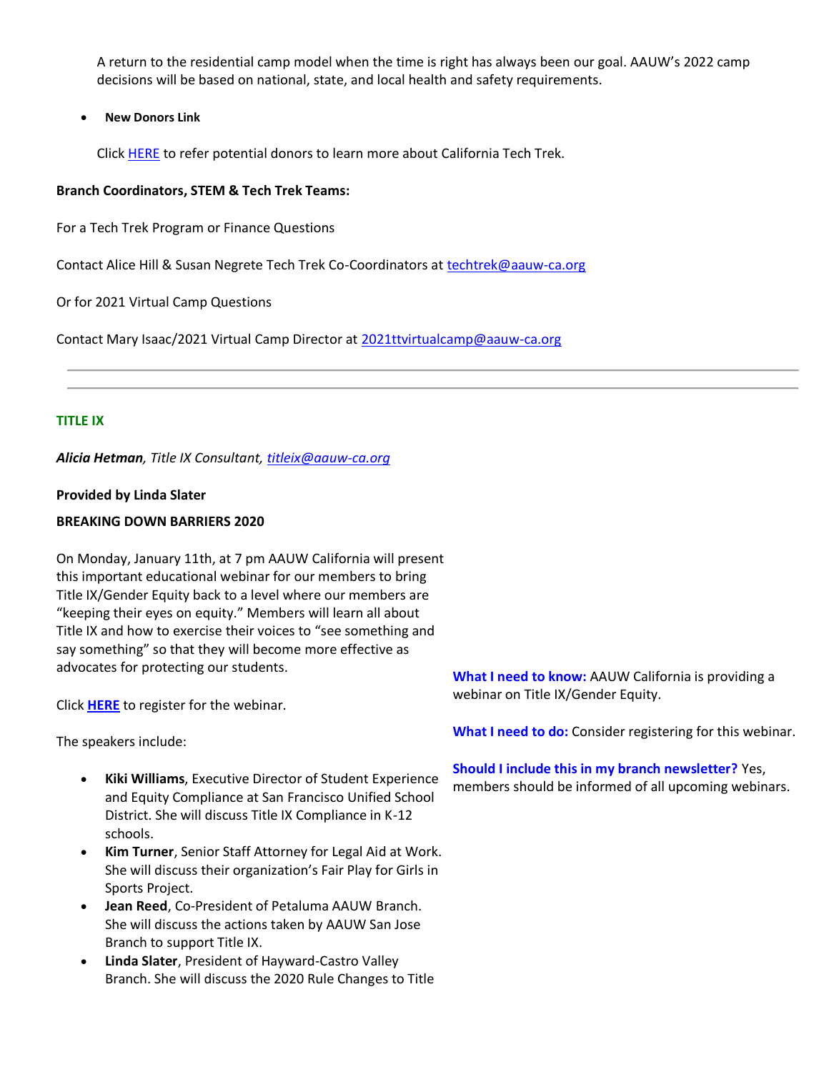A return to the residential camp model when the time is right has always been our goal. AAUW's 2022 camp decisions will be based on national, state, and local health and safety requirements.

- **New Donors Link**

Click HERE to refer potential donors to learn more about California Tech Trek.

**Branch Coordinators, STEM & Tech Trek Teams:**

For a Tech Trek Program or Finance Questions

Contact Alice Hill & Susan Negrete Tech Trek Co-Coordinators at techtrek@aauw-ca.org

Or for 2021 Virtual Camp Questions

Contact Mary Isaac/2021 Virtual Camp Director at 2021ttvirtualcamp@aauw-ca.org

---

## TITLE IX

***Alicia Hetman**, Title IX Consultant, titleix@aauw-ca.org*

**Provided by Linda Slater**

**BREAKING DOWN BARRIERS 2020**

On Monday, January 11th, at 7 pm AAUW California will present this important educational webinar for our members to bring Title IX/Gender Equity back to a level where our members are "keeping their eyes on equity." Members will learn all about Title IX and how to exercise their voices to "see something and say something" so that they will become more effective as advocates for protecting our students.

Click **HERE** to register for the webinar.

The speakers include:

- **Kiki Williams**, Executive Director of Student Experience and Equity Compliance at San Francisco Unified School District. She will discuss Title IX Compliance in K-12 schools.
- **Kim Turner**, Senior Staff Attorney for Legal Aid at Work. She will discuss their organization's Fair Play for Girls in Sports Project.
- **Jean Reed**, Co-President of Petaluma AAUW Branch. She will discuss the actions taken by AAUW San Jose Branch to support Title IX.
- **Linda Slater**, President of Hayward-Castro Valley Branch. She will discuss the 2020 Rule Changes to Title

**What I need to know:** AAUW California is providing a webinar on Title IX/Gender Equity.

**What I need to do:** Consider registering for this webinar.

**Should I include this in my branch newsletter?** Yes, members should be informed of all upcoming webinars.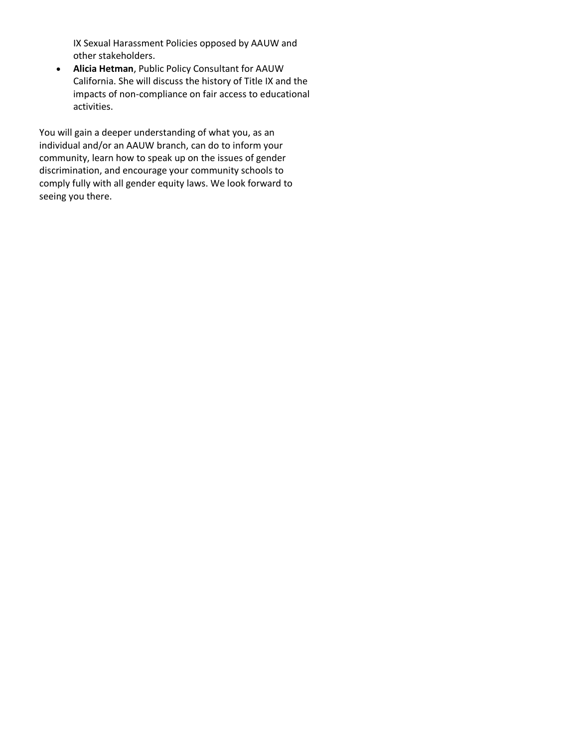IX Sexual Harassment Policies opposed by AAUW and other stakeholders.

- **Alicia Hetman**, Public Policy Consultant for AAUW California. She will discuss the history of Title IX and the impacts of non-compliance on fair access to educational activities.

You will gain a deeper understanding of what you, as an individual and/or an AAUW branch, can do to inform your community, learn how to speak up on the issues of gender discrimination, and encourage your community schools to comply fully with all gender equity laws. We look forward to seeing you there.